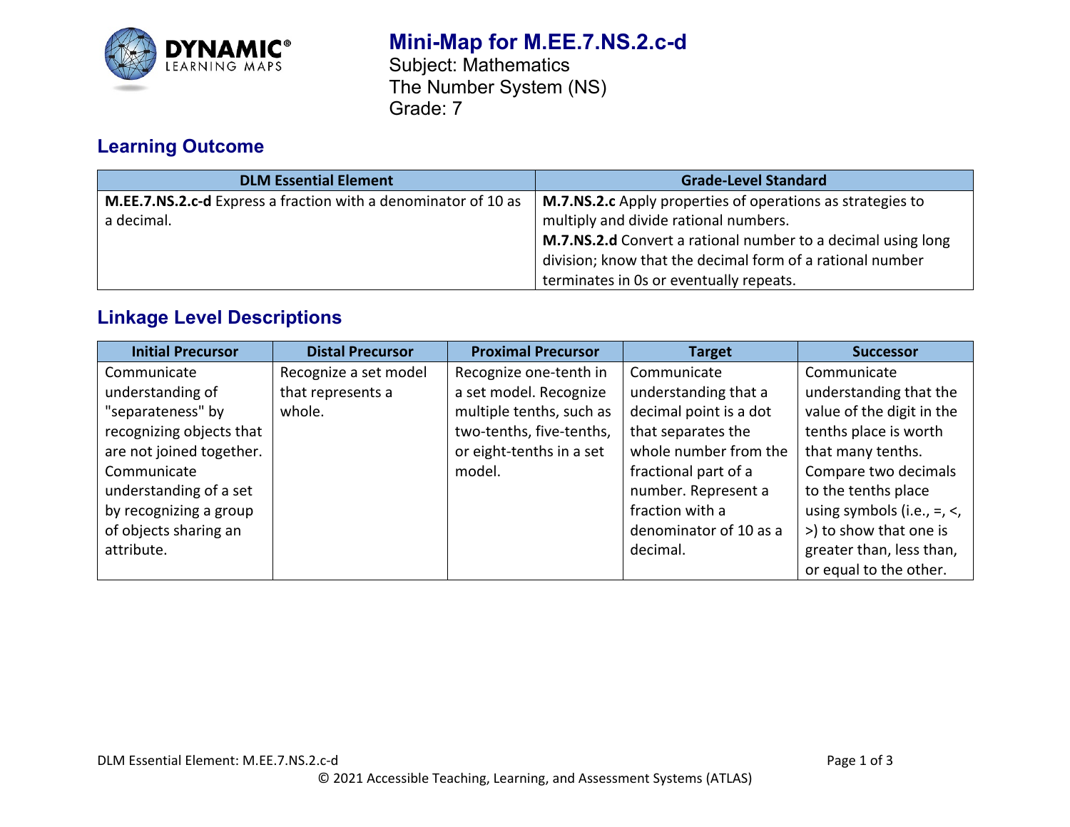# Mini-Map for M.EE.7.NS.2.c-d

Subject: Mathematics
The Number System (NS)
Grade: 7

## Learning Outcome

| DLM Essential Element | Grade-Level Standard |
|---|---|
| **M.EE.7.NS.2.c-d** Express a fraction with a denominator of 10 as a decimal. | **M.7.NS.2.c** Apply properties of operations as strategies to multiply and divide rational numbers. **M.7.NS.2.d** Convert a rational number to a decimal using long division; know that the decimal form of a rational number terminates in 0s or eventually repeats. |

## Linkage Level Descriptions

| Initial Precursor | Distal Precursor | Proximal Precursor | Target | Successor |
|---|---|---|---|---|
| Communicate understanding of "separateness" by recognizing objects that are not joined together. Communicate understanding of a set by recognizing a group of objects sharing an attribute. | Recognize a set model that represents a whole. | Recognize one-tenth in a set model. Recognize multiple tenths, such as two-tenths, five-tenths, or eight-tenths in a set model. | Communicate understanding that a decimal point is a dot that separates the whole number from the fractional part of a number. Represent a fraction with a denominator of 10 as a decimal. | Communicate understanding that the value of the digit in the tenths place is worth that many tenths. Compare two decimals to the tenths place using symbols (i.e., =, <, >) to show that one is greater than, less than, or equal to the other. |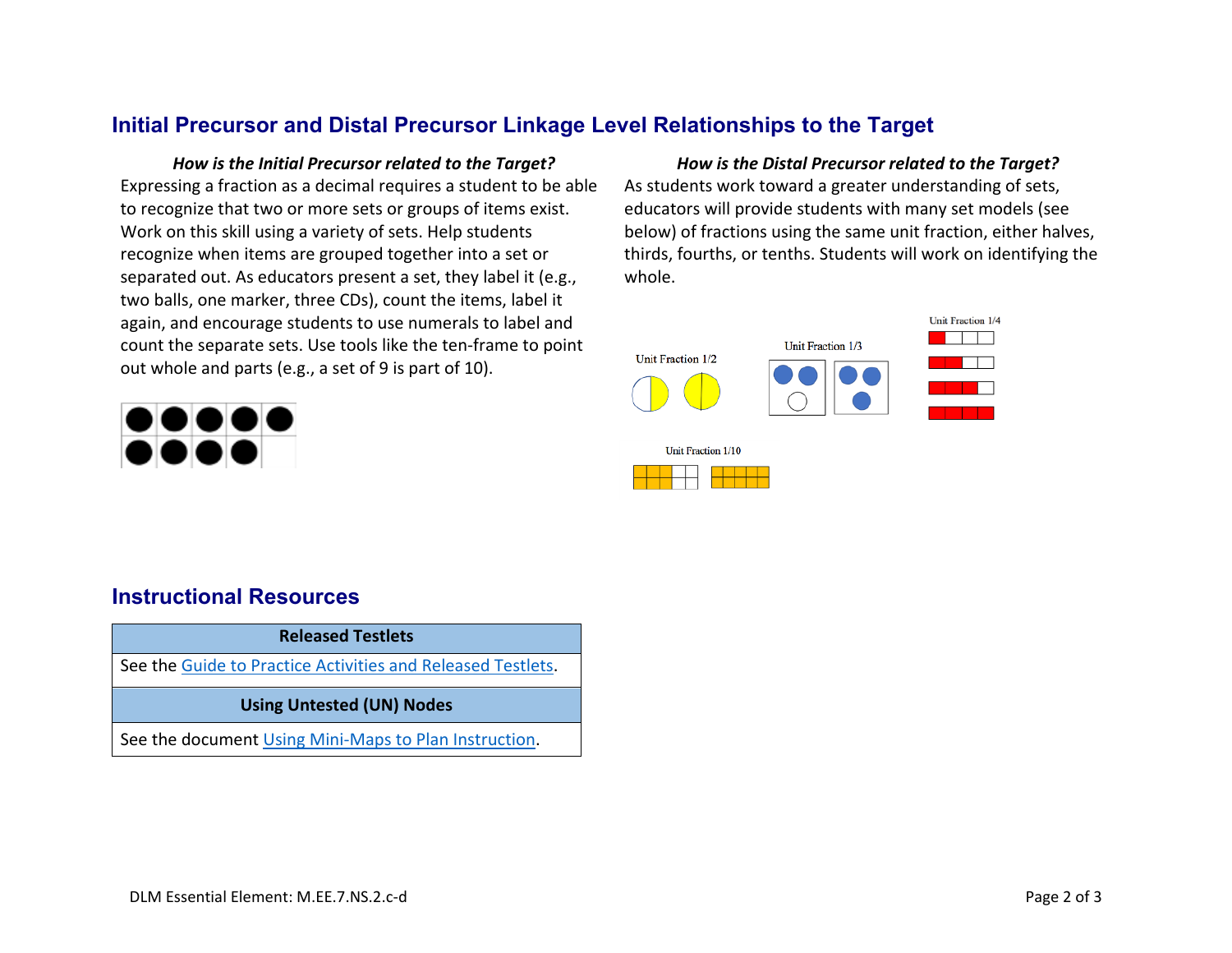## Initial Precursor and Distal Precursor Linkage Level Relationships to the Target

***How is the Initial Precursor related to the Target?***

Expressing a fraction as a decimal requires a student to be able to recognize that two or more sets or groups of items exist. Work on this skill using a variety of sets. Help students recognize when items are grouped together into a set or separated out. As educators present a set, they label it (e.g., two balls, one marker, three CDs), count the items, label it again, and encourage students to use numerals to label and count the separate sets. Use tools like the ten-frame to point out whole and parts (e.g., a set of 9 is part of 10).

***How is the Distal Precursor related to the Target?***

As students work toward a greater understanding of sets, educators will provide students with many set models (see below) of fractions using the same unit fraction, either halves, thirds, fourths, or tenths. Students will work on identifying the whole.

Unit Fraction 1/2

Unit Fraction 1/3

Unit Fraction 1/4

Unit Fraction 1/10

## Instructional Resources

| Released Testlets |
|---|
| See the Guide to Practice Activities and Released Testlets. |
| **Using Untested (UN) Nodes** |
| See the document Using Mini-Maps to Plan Instruction. |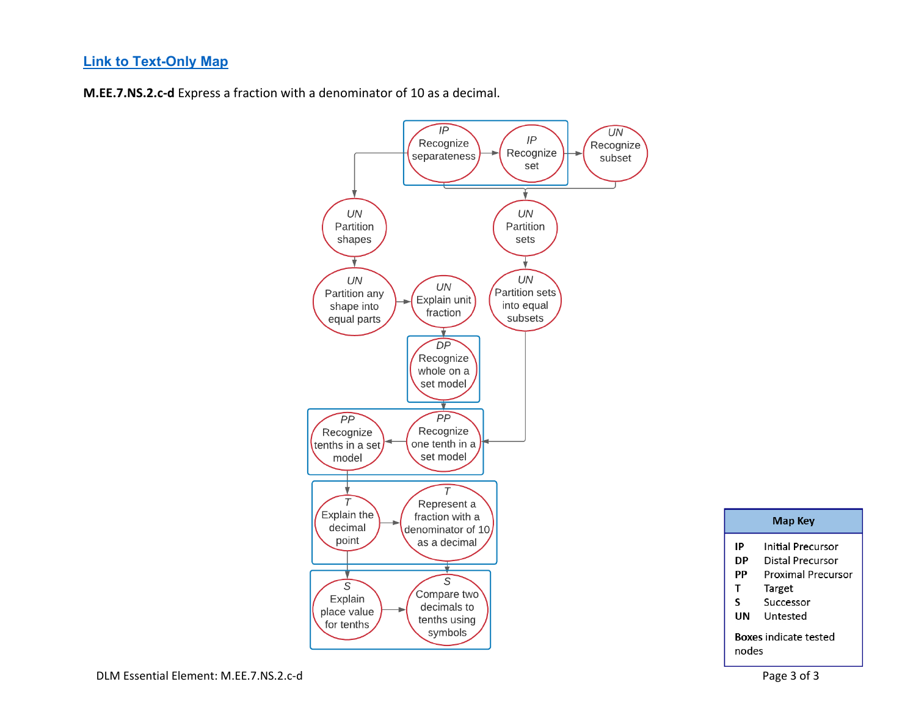[Link to Text-Only Map]

**M.EE.7.NS.2.c-d** Express a fraction with a denominator of 10 as a decimal.

IP
Recognize separateness

IP
Recognize set

UN
Recognize subset

UN
Partition shapes

UN
Partition sets

UN
Partition any shape into equal parts

UN
Explain unit fraction

UN
Partition sets into equal subsets

DP
Recognize whole on a set model

PP
Recognize tenths in a set model

PP
Recognize one tenth in a set model

T
Explain the decimal point

T
Represent a fraction with a denominator of 10 as a decimal

S
Explain place value for tenths

S
Compare two decimals to tenths using symbols

| Map Key | |
|---|---|
| **IP** | Initial Precursor |
| **DP** | Distal Precursor |
| **PP** | Proximal Precursor |
| **T** | Target |
| **S** | Successor |
| **UN** | Untested |

**Boxes** indicate tested nodes

DLM Essential Element: M.EE.7.NS.2.c-d